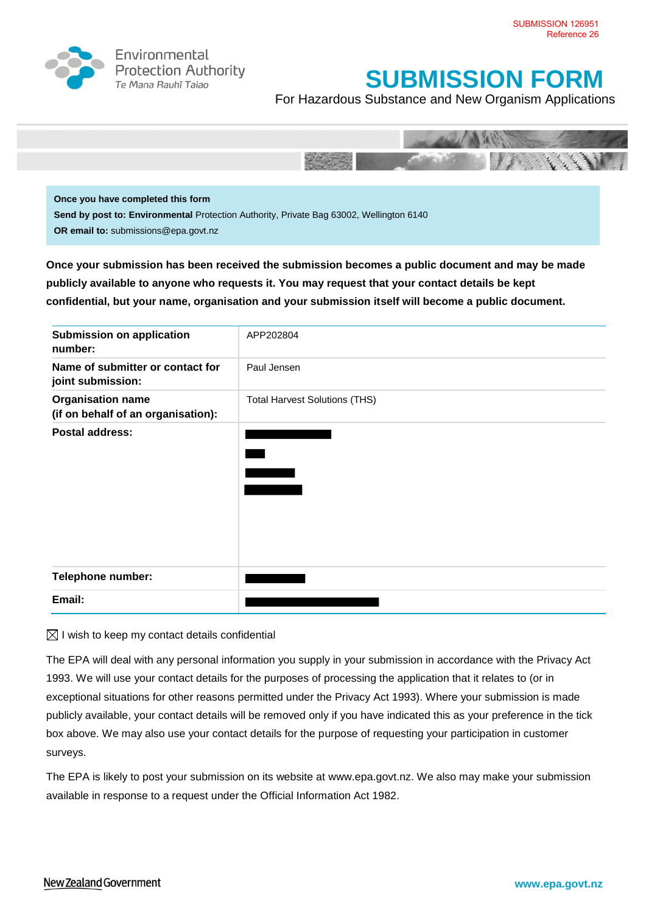SUBMISSION 126951
Reference 26

Environmental Protection Authority
Te Mana Rauhī Taiao

# SUBMISSION FORM

For Hazardous Substance and New Organism Applications

**Once you have completed this form**
**Send by post to: Environmental** Protection Authority, Private Bag 63002, Wellington 6140
**OR email to:** submissions@epa.govt.nz

**Once your submission has been received the submission becomes a public document and may be made publicly available to anyone who requests it. You may request that your contact details be kept confidential, but your name, organisation and your submission itself will become a public document.**

| | |
|---|---|
| **Submission on application number:** | APP202804 |
| **Name of submitter or contact for joint submission:** | Paul Jensen |
| **Organisation name (if on behalf of an organisation):** | Total Harvest Solutions (THS) |
| **Postal address:** | [redacted] |
| **Telephone number:** | [redacted] |
| **Email:** | [redacted] |

☒ I wish to keep my contact details confidential

The EPA will deal with any personal information you supply in your submission in accordance with the Privacy Act 1993. We will use your contact details for the purposes of processing the application that it relates to (or in exceptional situations for other reasons permitted under the Privacy Act 1993). Where your submission is made publicly available, your contact details will be removed only if you have indicated this as your preference in the tick box above. We may also use your contact details for the purpose of requesting your participation in customer surveys.

The EPA is likely to post your submission on its website at www.epa.govt.nz. We also may make your submission available in response to a request under the Official Information Act 1982.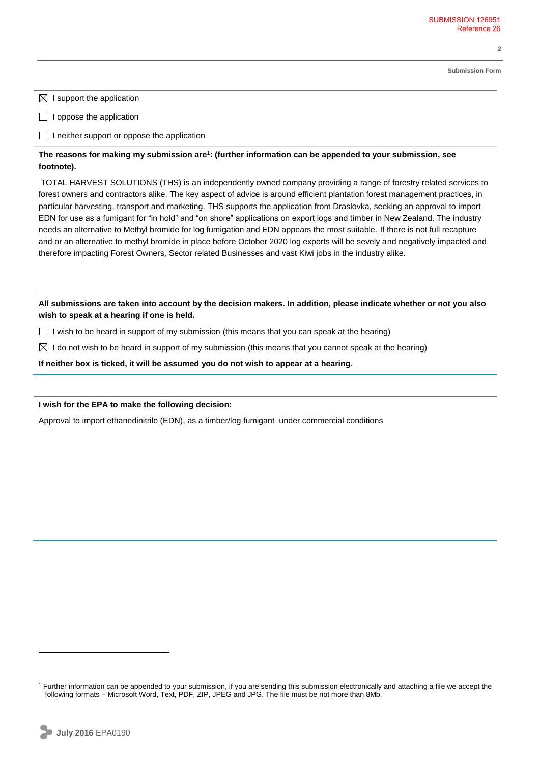☒ I support the application

☐ I oppose the application

☐ I neither support or oppose the application

**The reasons for making my submission are[1]: (further information can be appended to your submission, see footnote).**

TOTAL HARVEST SOLUTIONS (THS) is an independently owned company providing a range of forestry related services to forest owners and contractors alike. The key aspect of advice is around efficient plantation forest management practices, in particular harvesting, transport and marketing. THS supports the application from Draslovka, seeking an approval to import EDN for use as a fumigant for "in hold" and "on shore" applications on export logs and timber in New Zealand. The industry needs an alternative to Methyl bromide for log fumigation and EDN appears the most suitable. If there is not full recapture and or an alternative to methyl bromide in place before October 2020 log exports will be sevely and negatively impacted and therefore impacting Forest Owners, Sector related Businesses and vast Kiwi jobs in the industry alike.

**All submissions are taken into account by the decision makers. In addition, please indicate whether or not you also wish to speak at a hearing if one is held.**

☐ I wish to be heard in support of my submission (this means that you can speak at the hearing)

☒ I do not wish to be heard in support of my submission (this means that you cannot speak at the hearing)

**If neither box is ticked, it will be assumed you do not wish to appear at a hearing.**

**I wish for the EPA to make the following decision:**

Approval to import ethanedinitrile (EDN), as a timber/log fumigant under commercial conditions

[1] Further information can be appended to your submission, if you are sending this submission electronically and attaching a file we accept the following formats – Microsoft Word, Text, PDF, ZIP, JPEG and JPG. The file must be not more than 8Mb.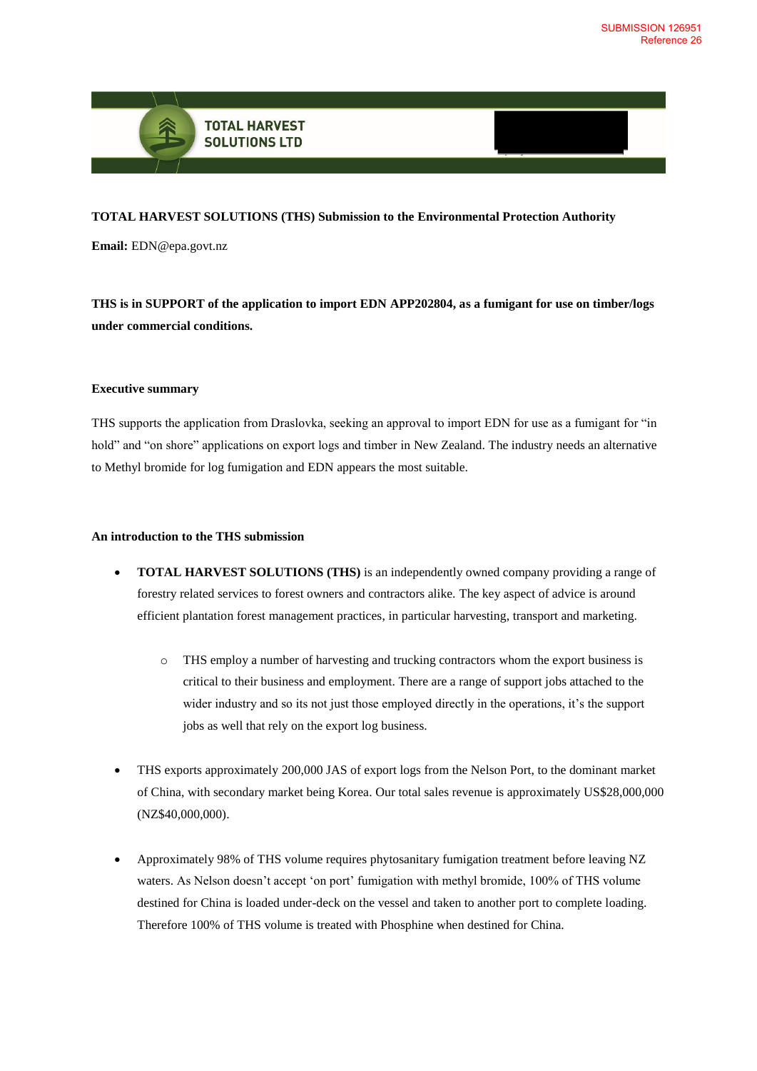SUBMISSION 126951
Reference 26

TOTAL HARVEST SOLUTIONS LTD

**TOTAL HARVEST SOLUTIONS (THS) Submission to the Environmental Protection Authority**

**Email:** EDN@epa.govt.nz

**THS is in SUPPORT of the application to import EDN APP202804, as a fumigant for use on timber/logs under commercial conditions.**

**Executive summary**

THS supports the application from Draslovka, seeking an approval to import EDN for use as a fumigant for "in hold" and "on shore" applications on export logs and timber in New Zealand. The industry needs an alternative to Methyl bromide for log fumigation and EDN appears the most suitable.

**An introduction to the THS submission**

- **TOTAL HARVEST SOLUTIONS (THS)** is an independently owned company providing a range of forestry related services to forest owners and contractors alike. The key aspect of advice is around efficient plantation forest management practices, in particular harvesting, transport and marketing.
  - THS employ a number of harvesting and trucking contractors whom the export business is critical to their business and employment. There are a range of support jobs attached to the wider industry and so its not just those employed directly in the operations, it's the support jobs as well that rely on the export log business.
- THS exports approximately 200,000 JAS of export logs from the Nelson Port, to the dominant market of China, with secondary market being Korea. Our total sales revenue is approximately US$28,000,000 (NZ$40,000,000).
- Approximately 98% of THS volume requires phytosanitary fumigation treatment before leaving NZ waters. As Nelson doesn't accept 'on port' fumigation with methyl bromide, 100% of THS volume destined for China is loaded under-deck on the vessel and taken to another port to complete loading. Therefore 100% of THS volume is treated with Phosphine when destined for China.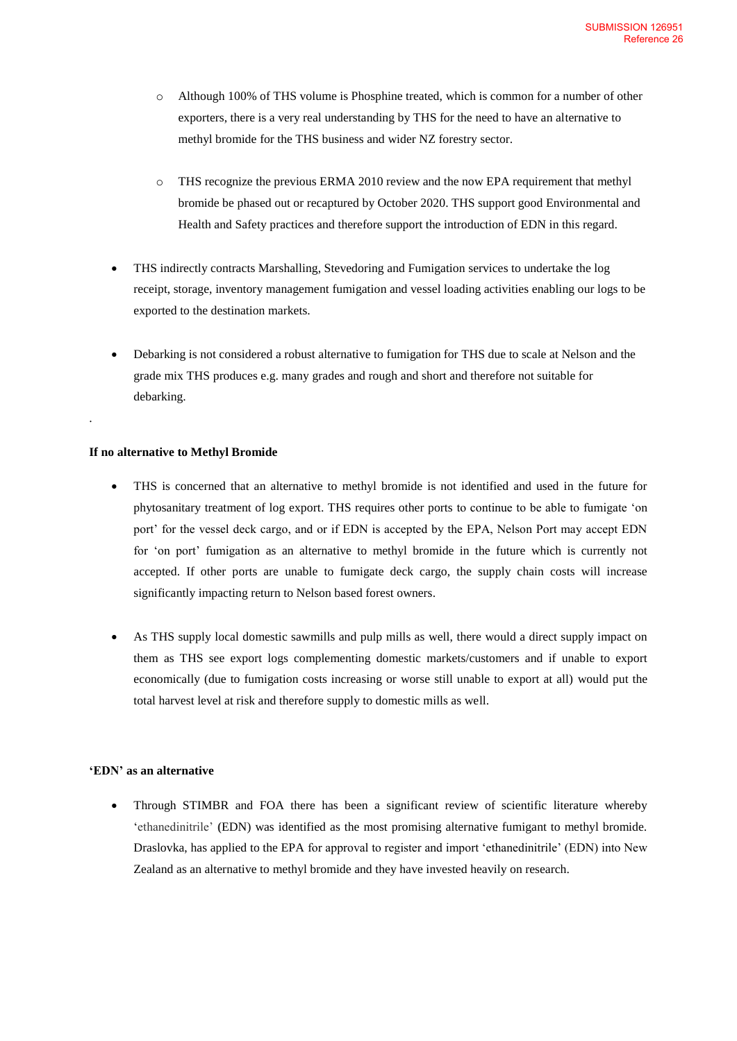- Although 100% of THS volume is Phosphine treated, which is common for a number of other exporters, there is a very real understanding by THS for the need to have an alternative to methyl bromide for the THS business and wider NZ forestry sector.

  - THS recognize the previous ERMA 2010 review and the now EPA requirement that methyl bromide be phased out or recaptured by October 2020. THS support good Environmental and Health and Safety practices and therefore support the introduction of EDN in this regard.

- THS indirectly contracts Marshalling, Stevedoring and Fumigation services to undertake the log receipt, storage, inventory management fumigation and vessel loading activities enabling our logs to be exported to the destination markets.

- Debarking is not considered a robust alternative to fumigation for THS due to scale at Nelson and the grade mix THS produces e.g. many grades and rough and short and therefore not suitable for debarking.

.

**If no alternative to Methyl Bromide**

- THS is concerned that an alternative to methyl bromide is not identified and used in the future for phytosanitary treatment of log export. THS requires other ports to continue to be able to fumigate 'on port' for the vessel deck cargo, and or if EDN is accepted by the EPA, Nelson Port may accept EDN for 'on port' fumigation as an alternative to methyl bromide in the future which is currently not accepted. If other ports are unable to fumigate deck cargo, the supply chain costs will increase significantly impacting return to Nelson based forest owners.

- As THS supply local domestic sawmills and pulp mills as well, there would a direct supply impact on them as THS see export logs complementing domestic markets/customers and if unable to export economically (due to fumigation costs increasing or worse still unable to export at all) would put the total harvest level at risk and therefore supply to domestic mills as well.

**'EDN' as an alternative**

- Through STIMBR and FOA there has been a significant review of scientific literature whereby 'ethanedinitrile' (EDN) was identified as the most promising alternative fumigant to methyl bromide. Draslovka, has applied to the EPA for approval to register and import 'ethanedinitrile' (EDN) into New Zealand as an alternative to methyl bromide and they have invested heavily on research.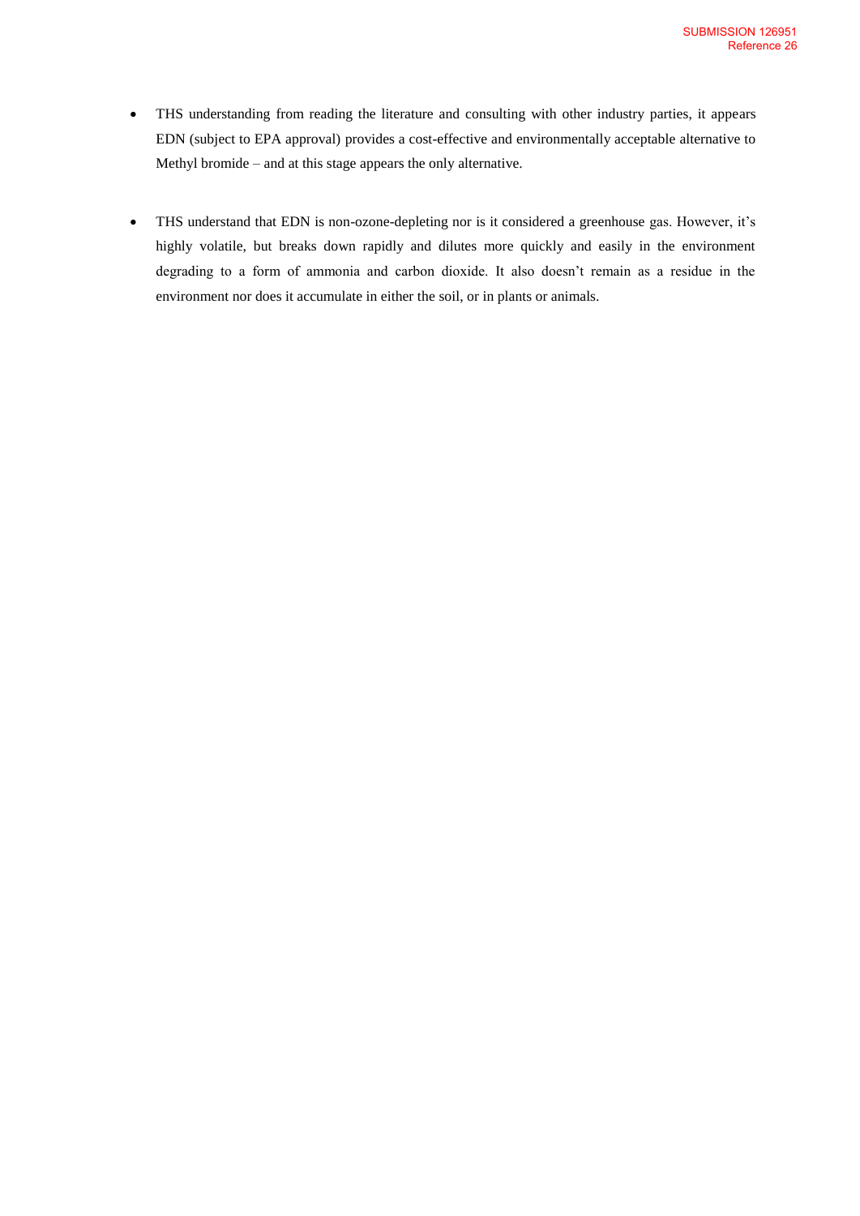- THS understanding from reading the literature and consulting with other industry parties, it appears EDN (subject to EPA approval) provides a cost-effective and environmentally acceptable alternative to Methyl bromide – and at this stage appears the only alternative.

- THS understand that EDN is non-ozone-depleting nor is it considered a greenhouse gas. However, it's highly volatile, but breaks down rapidly and dilutes more quickly and easily in the environment degrading to a form of ammonia and carbon dioxide. It also doesn't remain as a residue in the environment nor does it accumulate in either the soil, or in plants or animals.